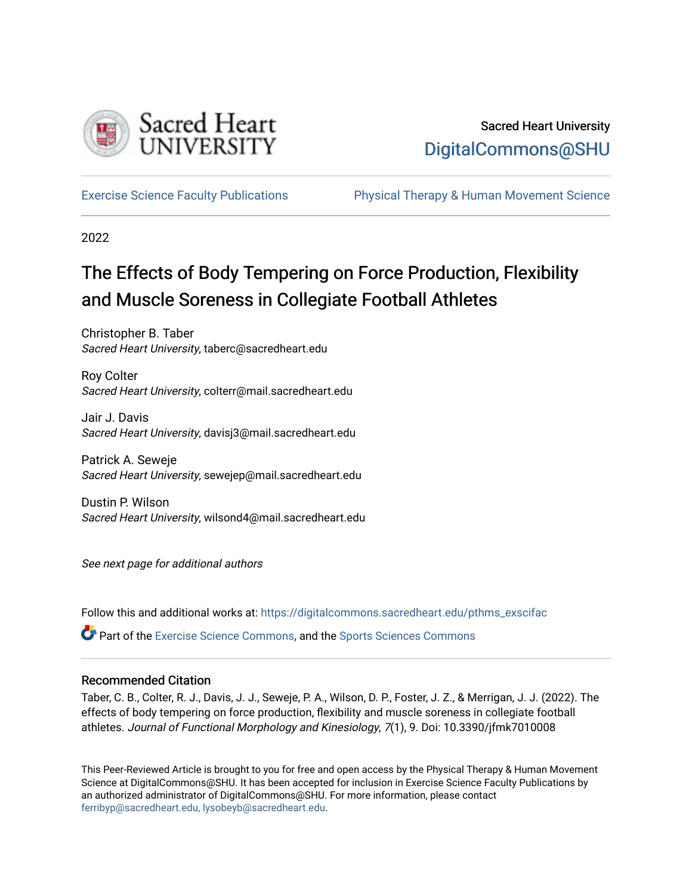Sacred Heart University

DigitalCommons@SHU

Exercise Science Faculty Publications

Physical Therapy & Human Movement Science

2022

# The Effects of Body Tempering on Force Production, Flexibility and Muscle Soreness in Collegiate Football Athletes

Christopher B. Taber
*Sacred Heart University*, taberc@sacredheart.edu

Roy Colter
*Sacred Heart University*, colterr@mail.sacredheart.edu

Jair J. Davis
*Sacred Heart University*, davisj3@mail.sacredheart.edu

Patrick A. Seweje
*Sacred Heart University*, sewejep@mail.sacredheart.edu

Dustin P. Wilson
*Sacred Heart University*, wilsond4@mail.sacredheart.edu

*See next page for additional authors*

Follow this and additional works at: https://digitalcommons.sacredheart.edu/pthms_exscifac

Part of the Exercise Science Commons, and the Sports Sciences Commons

## Recommended Citation

Taber, C. B., Colter, R. J., Davis, J. J., Seweje, P. A., Wilson, D. P., Foster, J. Z., & Merrigan, J. J. (2022). The effects of body tempering on force production, flexibility and muscle soreness in collegiate football athletes. *Journal of Functional Morphology and Kinesiology*, *7*(1), 9. Doi: 10.3390/jfmk7010008

This Peer-Reviewed Article is brought to you for free and open access by the Physical Therapy & Human Movement Science at DigitalCommons@SHU. It has been accepted for inclusion in Exercise Science Faculty Publications by an authorized administrator of DigitalCommons@SHU. For more information, please contact ferribyp@sacredheart.edu, lysobeyb@sacredheart.edu.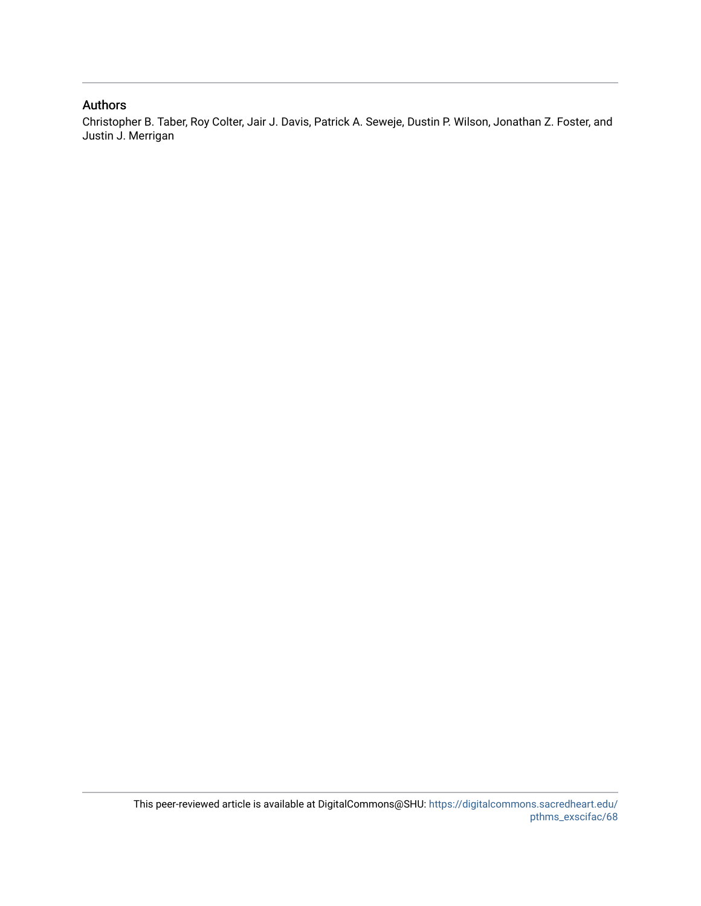## Authors

Christopher B. Taber, Roy Colter, Jair J. Davis, Patrick A. Seweje, Dustin P. Wilson, Jonathan Z. Foster, and Justin J. Merrigan

This peer-reviewed article is available at DigitalCommons@SHU: https://digitalcommons.sacredheart.edu/pthms_exscifac/68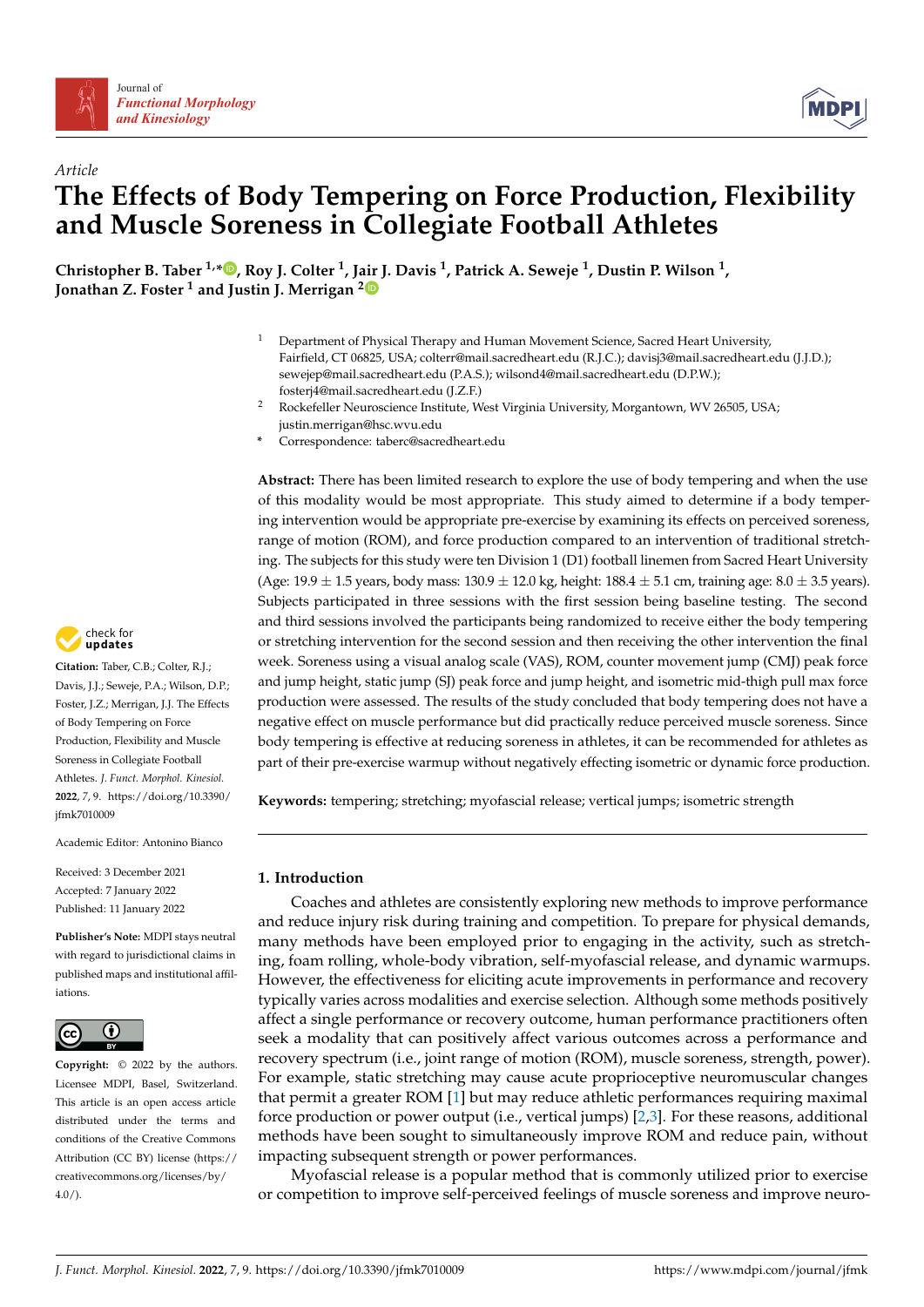Article

# The Effects of Body Tempering on Force Production, Flexibility and Muscle Soreness in Collegiate Football Athletes

**Christopher B. Taber [1,*], Roy J. Colter [1], Jair J. Davis [1], Patrick A. Seweje [1], Dustin P. Wilson [1], Jonathan Z. Foster [1] and Justin J. Merrigan [2]**

[1] Department of Physical Therapy and Human Movement Science, Sacred Heart University, Fairfield, CT 06825, USA; colterr@mail.sacredheart.edu (R.J.C.); davisj3@mail.sacredheart.edu (J.J.D.); sewejep@mail.sacredheart.edu (P.A.S.); wilsond4@mail.sacredheart.edu (D.P.W.); fosterj4@mail.sacredheart.edu (J.Z.F.)

[2] Rockefeller Neuroscience Institute, West Virginia University, Morgantown, WV 26505, USA; justin.merrigan@hsc.wvu.edu

\* Correspondence: taberc@sacredheart.edu

**Abstract:** There has been limited research to explore the use of body tempering and when the use of this modality would be most appropriate. This study aimed to determine if a body tempering intervention would be appropriate pre-exercise by examining its effects on perceived soreness, range of motion (ROM), and force production compared to an intervention of traditional stretching. The subjects for this study were ten Division 1 (D1) football linemen from Sacred Heart University (Age: 19.9 ± 1.5 years, body mass: 130.9 ± 12.0 kg, height: 188.4 ± 5.1 cm, training age: 8.0 ± 3.5 years). Subjects participated in three sessions with the first session being baseline testing. The second and third sessions involved the participants being randomized to receive either the body tempering or stretching intervention for the second session and then receiving the other intervention the final week. Soreness using a visual analog scale (VAS), ROM, counter movement jump (CMJ) peak force and jump height, static jump (SJ) peak force and jump height, and isometric mid-thigh pull max force production were assessed. The results of the study concluded that body tempering does not have a negative effect on muscle performance but did practically reduce perceived muscle soreness. Since body tempering is effective at reducing soreness in athletes, it can be recommended for athletes as part of their pre-exercise warmup without negatively effecting isometric or dynamic force production.

**Keywords:** tempering; stretching; myofascial release; vertical jumps; isometric strength

**Citation:** Taber, C.B.; Colter, R.J.; Davis, J.J.; Seweje, P.A.; Wilson, D.P.; Foster, J.Z.; Merrigan, J.J. The Effects of Body Tempering on Force Production, Flexibility and Muscle Soreness in Collegiate Football Athletes. *J. Funct. Morphol. Kinesiol.* **2022**, *7*, 9. https://doi.org/10.3390/jfmk7010009

Academic Editor: Antonino Bianco

Received: 3 December 2021
Accepted: 7 January 2022
Published: 11 January 2022

**Publisher's Note:** MDPI stays neutral with regard to jurisdictional claims in published maps and institutional affiliations.

**Copyright:** © 2022 by the authors. Licensee MDPI, Basel, Switzerland. This article is an open access article distributed under the terms and conditions of the Creative Commons Attribution (CC BY) license (https://creativecommons.org/licenses/by/4.0/).

## 1. Introduction

Coaches and athletes are consistently exploring new methods to improve performance and reduce injury risk during training and competition. To prepare for physical demands, many methods have been employed prior to engaging in the activity, such as stretching, foam rolling, whole-body vibration, self-myofascial release, and dynamic warmups. However, the effectiveness for eliciting acute improvements in performance and recovery typically varies across modalities and exercise selection. Although some methods positively affect a single performance or recovery outcome, human performance practitioners often seek a modality that can positively affect various outcomes across a performance and recovery spectrum (i.e., joint range of motion (ROM), muscle soreness, strength, power). For example, static stretching may cause acute proprioceptive neuromuscular changes that permit a greater ROM [1] but may reduce athletic performances requiring maximal force production or power output (i.e., vertical jumps) [2,3]. For these reasons, additional methods have been sought to simultaneously improve ROM and reduce pain, without impacting subsequent strength or power performances.

Myofascial release is a popular method that is commonly utilized prior to exercise or competition to improve self-perceived feelings of muscle soreness and improve neuro-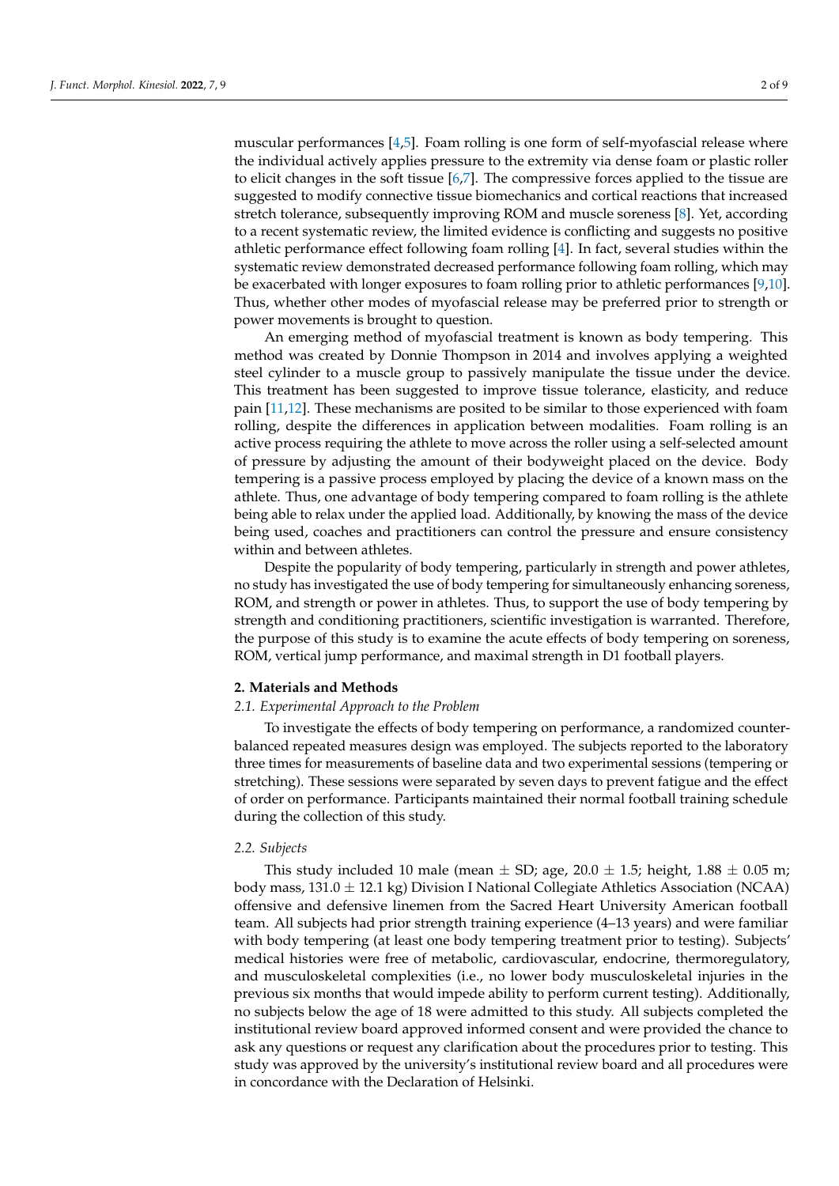muscular performances [4,5]. Foam rolling is one form of self-myofascial release where the individual actively applies pressure to the extremity via dense foam or plastic roller to elicit changes in the soft tissue [6,7]. The compressive forces applied to the tissue are suggested to modify connective tissue biomechanics and cortical reactions that increased stretch tolerance, subsequently improving ROM and muscle soreness [8]. Yet, according to a recent systematic review, the limited evidence is conflicting and suggests no positive athletic performance effect following foam rolling [4]. In fact, several studies within the systematic review demonstrated decreased performance following foam rolling, which may be exacerbated with longer exposures to foam rolling prior to athletic performances [9,10]. Thus, whether other modes of myofascial release may be preferred prior to strength or power movements is brought to question.

An emerging method of myofascial treatment is known as body tempering. This method was created by Donnie Thompson in 2014 and involves applying a weighted steel cylinder to a muscle group to passively manipulate the tissue under the device. This treatment has been suggested to improve tissue tolerance, elasticity, and reduce pain [11,12]. These mechanisms are posited to be similar to those experienced with foam rolling, despite the differences in application between modalities. Foam rolling is an active process requiring the athlete to move across the roller using a self-selected amount of pressure by adjusting the amount of their bodyweight placed on the device. Body tempering is a passive process employed by placing the device of a known mass on the athlete. Thus, one advantage of body tempering compared to foam rolling is the athlete being able to relax under the applied load. Additionally, by knowing the mass of the device being used, coaches and practitioners can control the pressure and ensure consistency within and between athletes.

Despite the popularity of body tempering, particularly in strength and power athletes, no study has investigated the use of body tempering for simultaneously enhancing soreness, ROM, and strength or power in athletes. Thus, to support the use of body tempering by strength and conditioning practitioners, scientific investigation is warranted. Therefore, the purpose of this study is to examine the acute effects of body tempering on soreness, ROM, vertical jump performance, and maximal strength in D1 football players.

## 2. Materials and Methods

### *2.1. Experimental Approach to the Problem*

To investigate the effects of body tempering on performance, a randomized counterbalanced repeated measures design was employed. The subjects reported to the laboratory three times for measurements of baseline data and two experimental sessions (tempering or stretching). These sessions were separated by seven days to prevent fatigue and the effect of order on performance. Participants maintained their normal football training schedule during the collection of this study.

### *2.2. Subjects*

This study included 10 male (mean ± SD; age, 20.0 ± 1.5; height, 1.88 ± 0.05 m; body mass, 131.0 ± 12.1 kg) Division I National Collegiate Athletics Association (NCAA) offensive and defensive linemen from the Sacred Heart University American football team. All subjects had prior strength training experience (4–13 years) and were familiar with body tempering (at least one body tempering treatment prior to testing). Subjects' medical histories were free of metabolic, cardiovascular, endocrine, thermoregulatory, and musculoskeletal complexities (i.e., no lower body musculoskeletal injuries in the previous six months that would impede ability to perform current testing). Additionally, no subjects below the age of 18 were admitted to this study. All subjects completed the institutional review board approved informed consent and were provided the chance to ask any questions or request any clarification about the procedures prior to testing. This study was approved by the university's institutional review board and all procedures were in concordance with the Declaration of Helsinki.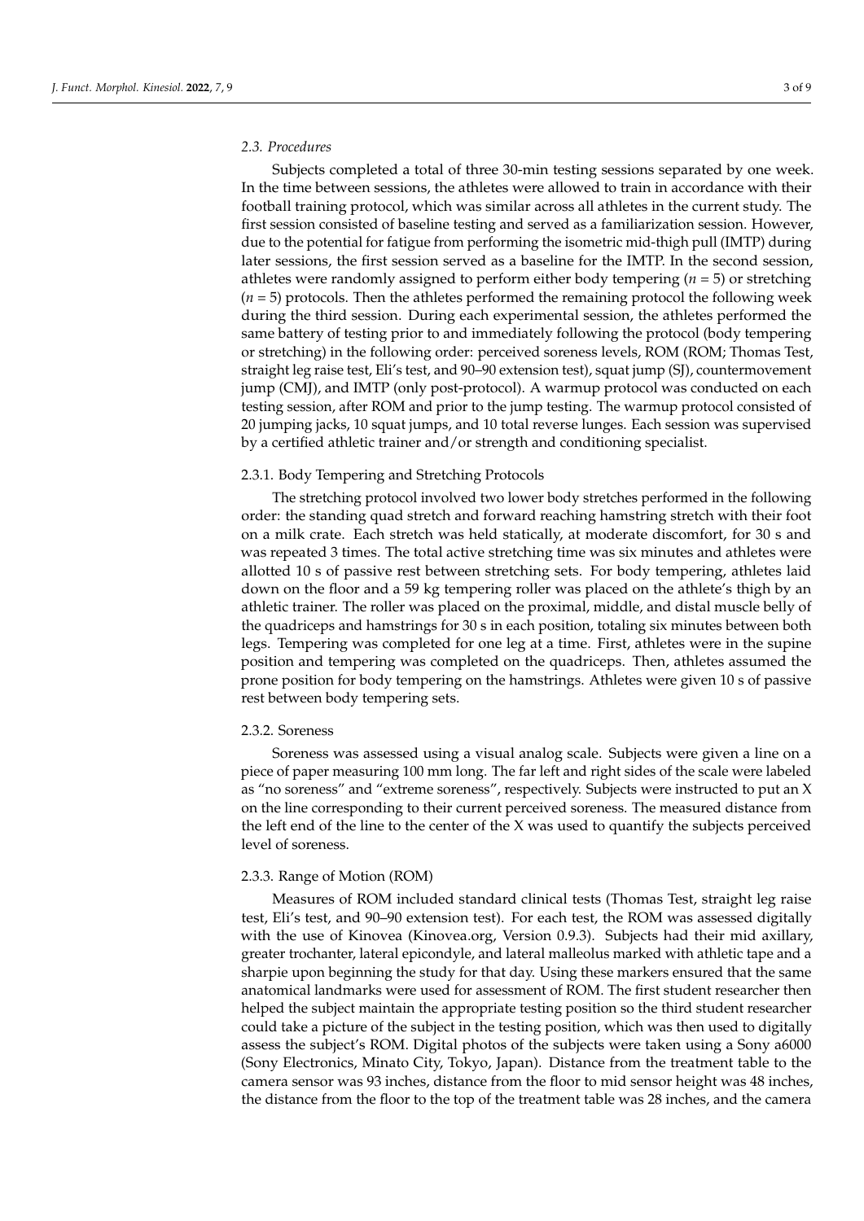### 2.3. Procedures

Subjects completed a total of three 30-min testing sessions separated by one week. In the time between sessions, the athletes were allowed to train in accordance with their football training protocol, which was similar across all athletes in the current study. The first session consisted of baseline testing and served as a familiarization session. However, due to the potential for fatigue from performing the isometric mid-thigh pull (IMTP) during later sessions, the first session served as a baseline for the IMTP. In the second session, athletes were randomly assigned to perform either body tempering ($n = 5$) or stretching ($n = 5$) protocols. Then the athletes performed the remaining protocol the following week during the third session. During each experimental session, the athletes performed the same battery of testing prior to and immediately following the protocol (body tempering or stretching) in the following order: perceived soreness levels, ROM (ROM; Thomas Test, straight leg raise test, Eli's test, and 90–90 extension test), squat jump (SJ), countermovement jump (CMJ), and IMTP (only post-protocol). A warmup protocol was conducted on each testing session, after ROM and prior to the jump testing. The warmup protocol consisted of 20 jumping jacks, 10 squat jumps, and 10 total reverse lunges. Each session was supervised by a certified athletic trainer and/or strength and conditioning specialist.

#### 2.3.1. Body Tempering and Stretching Protocols

The stretching protocol involved two lower body stretches performed in the following order: the standing quad stretch and forward reaching hamstring stretch with their foot on a milk crate. Each stretch was held statically, at moderate discomfort, for 30 s and was repeated 3 times. The total active stretching time was six minutes and athletes were allotted 10 s of passive rest between stretching sets. For body tempering, athletes laid down on the floor and a 59 kg tempering roller was placed on the athlete's thigh by an athletic trainer. The roller was placed on the proximal, middle, and distal muscle belly of the quadriceps and hamstrings for 30 s in each position, totaling six minutes between both legs. Tempering was completed for one leg at a time. First, athletes were in the supine position and tempering was completed on the quadriceps. Then, athletes assumed the prone position for body tempering on the hamstrings. Athletes were given 10 s of passive rest between body tempering sets.

#### 2.3.2. Soreness

Soreness was assessed using a visual analog scale. Subjects were given a line on a piece of paper measuring 100 mm long. The far left and right sides of the scale were labeled as "no soreness" and "extreme soreness", respectively. Subjects were instructed to put an X on the line corresponding to their current perceived soreness. The measured distance from the left end of the line to the center of the X was used to quantify the subjects perceived level of soreness.

#### 2.3.3. Range of Motion (ROM)

Measures of ROM included standard clinical tests (Thomas Test, straight leg raise test, Eli's test, and 90–90 extension test). For each test, the ROM was assessed digitally with the use of Kinovea (Kinovea.org, Version 0.9.3). Subjects had their mid axillary, greater trochanter, lateral epicondyle, and lateral malleolus marked with athletic tape and a sharpie upon beginning the study for that day. Using these markers ensured that the same anatomical landmarks were used for assessment of ROM. The first student researcher then helped the subject maintain the appropriate testing position so the third student researcher could take a picture of the subject in the testing position, which was then used to digitally assess the subject's ROM. Digital photos of the subjects were taken using a Sony a6000 (Sony Electronics, Minato City, Tokyo, Japan). Distance from the treatment table to the camera sensor was 93 inches, distance from the floor to mid sensor height was 48 inches, the distance from the floor to the top of the treatment table was 28 inches, and the camera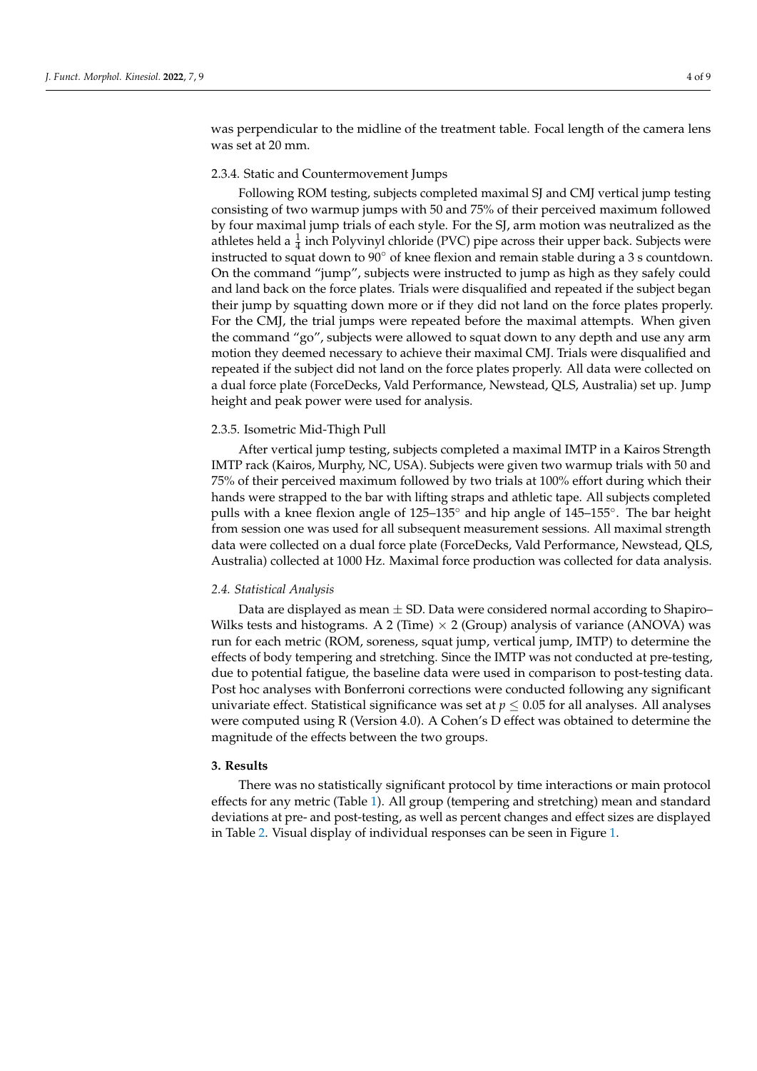was perpendicular to the midline of the treatment table. Focal length of the camera lens was set at 20 mm.

#### 2.3.4. Static and Countermovement Jumps

Following ROM testing, subjects completed maximal SJ and CMJ vertical jump testing consisting of two warmup jumps with 50 and 75% of their perceived maximum followed by four maximal jump trials of each style. For the SJ, arm motion was neutralized as the athletes held a $\frac{1}{4}$ inch Polyvinyl chloride (PVC) pipe across their upper back. Subjects were instructed to squat down to 90° of knee flexion and remain stable during a 3 s countdown. On the command "jump", subjects were instructed to jump as high as they safely could and land back on the force plates. Trials were disqualified and repeated if the subject began their jump by squatting down more or if they did not land on the force plates properly. For the CMJ, the trial jumps were repeated before the maximal attempts. When given the command "go", subjects were allowed to squat down to any depth and use any arm motion they deemed necessary to achieve their maximal CMJ. Trials were disqualified and repeated if the subject did not land on the force plates properly. All data were collected on a dual force plate (ForceDecks, Vald Performance, Newstead, QLS, Australia) set up. Jump height and peak power were used for analysis.

#### 2.3.5. Isometric Mid-Thigh Pull

After vertical jump testing, subjects completed a maximal IMTP in a Kairos Strength IMTP rack (Kairos, Murphy, NC, USA). Subjects were given two warmup trials with 50 and 75% of their perceived maximum followed by two trials at 100% effort during which their hands were strapped to the bar with lifting straps and athletic tape. All subjects completed pulls with a knee flexion angle of 125–135° and hip angle of 145–155°. The bar height from session one was used for all subsequent measurement sessions. All maximal strength data were collected on a dual force plate (ForceDecks, Vald Performance, Newstead, QLS, Australia) collected at 1000 Hz. Maximal force production was collected for data analysis.

### *2.4. Statistical Analysis*

Data are displayed as mean ± SD. Data were considered normal according to Shapiro–Wilks tests and histograms. A 2 (Time) × 2 (Group) analysis of variance (ANOVA) was run for each metric (ROM, soreness, squat jump, vertical jump, IMTP) to determine the effects of body tempering and stretching. Since the IMTP was not conducted at pre-testing, due to potential fatigue, the baseline data were used in comparison to post-testing data. Post hoc analyses with Bonferroni corrections were conducted following any significant univariate effect. Statistical significance was set at $p \leq 0.05$ for all analyses. All analyses were computed using R (Version 4.0). A Cohen's D effect was obtained to determine the magnitude of the effects between the two groups.

## 3. Results

There was no statistically significant protocol by time interactions or main protocol effects for any metric (Table 1). All group (tempering and stretching) mean and standard deviations at pre- and post-testing, as well as percent changes and effect sizes are displayed in Table 2. Visual display of individual responses can be seen in Figure 1.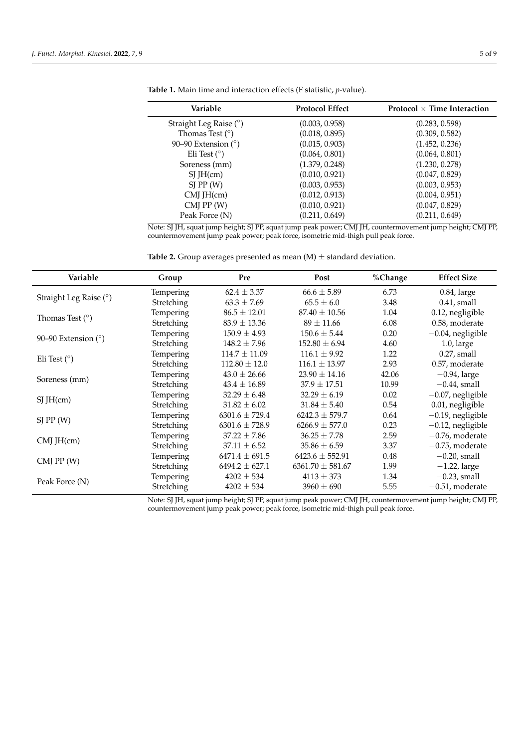**Table 1.** Main time and interaction effects (F statistic, *p*-value).

| Variable | Protocol Effect | Protocol × Time Interaction |
|---|---|---|
| Straight Leg Raise (°) | (0.003, 0.958) | (0.283, 0.598) |
| Thomas Test (°) | (0.018, 0.895) | (0.309, 0.582) |
| 90–90 Extension (°) | (0.015, 0.903) | (1.452, 0.236) |
| Eli Test (°) | (0.064, 0.801) | (0.064, 0.801) |
| Soreness (mm) | (1.379, 0.248) | (1.230, 0.278) |
| SJ JH(cm) | (0.010, 0.921) | (0.047, 0.829) |
| SJ PP (W) | (0.003, 0.953) | (0.003, 0.953) |
| CMJ JH(cm) | (0.012, 0.913) | (0.004, 0.951) |
| CMJ PP (W) | (0.010, 0.921) | (0.047, 0.829) |
| Peak Force (N) | (0.211, 0.649) | (0.211, 0.649) |

Note: SJ JH, squat jump height; SJ PP, squat jump peak power; CMJ JH, countermovement jump height; CMJ PP, countermovement jump peak power; peak force, isometric mid-thigh pull peak force.

**Table 2.** Group averages presented as mean (M) ± standard deviation.

| Variable | Group | Pre | Post | %Change | Effect Size |
|---|---|---|---|---|---|
| Straight Leg Raise (°) | Tempering | 62.4 ± 3.37 | 66.6 ± 5.89 | 6.73 | 0.84, large |
| | Stretching | 63.3 ± 7.69 | 65.5 ± 6.0 | 3.48 | 0.41, small |
| Thomas Test (°) | Tempering | 86.5 ± 12.01 | 87.40 ± 10.56 | 1.04 | 0.12, negligible |
| | Stretching | 83.9 ± 13.36 | 89 ± 11.66 | 6.08 | 0.58, moderate |
| 90–90 Extension (°) | Tempering | 150.9 ± 4.93 | 150.6 ± 5.44 | 0.20 | −0.04, negligible |
| | Stretching | 148.2 ± 7.96 | 152.80 ± 6.94 | 4.60 | 1.0, large |
| Eli Test (°) | Tempering | 114.7 ± 11.09 | 116.1 ± 9.92 | 1.22 | 0.27, small |
| | Stretching | 112.80 ± 12.0 | 116.1 ± 13.97 | 2.93 | 0.57, moderate |
| Soreness (mm) | Tempering | 43.0 ± 26.66 | 23.90 ± 14.16 | 42.06 | −0.94, large |
| | Stretching | 43.4 ± 16.89 | 37.9 ± 17.51 | 10.99 | −0.44, small |
| SJ JH(cm) | Tempering | 32.29 ± 6.48 | 32.29 ± 6.19 | 0.02 | −0.07, negligible |
| | Stretching | 31.82 ± 6.02 | 31.84 ± 5.40 | 0.54 | 0.01, negligible |
| SJ PP (W) | Tempering | 6301.6 ± 729.4 | 6242.3 ± 579.7 | 0.64 | −0.19, negligible |
| | Stretching | 6301.6 ± 728.9 | 6266.9 ± 577.0 | 0.23 | −0.12, negligible |
| CMJ JH(cm) | Tempering | 37.22 ± 7.86 | 36.25 ± 7.78 | 2.59 | −0.76, moderate |
| | Stretching | 37.11 ± 6.52 | 35.86 ± 6.59 | 3.37 | −0.75, moderate |
| CMJ PP (W) | Tempering | 6471.4 ± 691.5 | 6423.6 ± 552.91 | 0.48 | −0.20, small |
| | Stretching | 6494.2 ± 627.1 | 6361.70 ± 581.67 | 1.99 | −1.22, large |
| Peak Force (N) | Tempering | 4202 ± 534 | 4113 ± 373 | 1.34 | −0.23, small |
| | Stretching | 4202 ± 534 | 3960 ± 690 | 5.55 | −0.51, moderate |

Note: SJ JH, squat jump height; SJ PP, squat jump peak power; CMJ JH, countermovement jump height; CMJ PP, countermovement jump peak power; peak force, isometric mid-thigh pull peak force.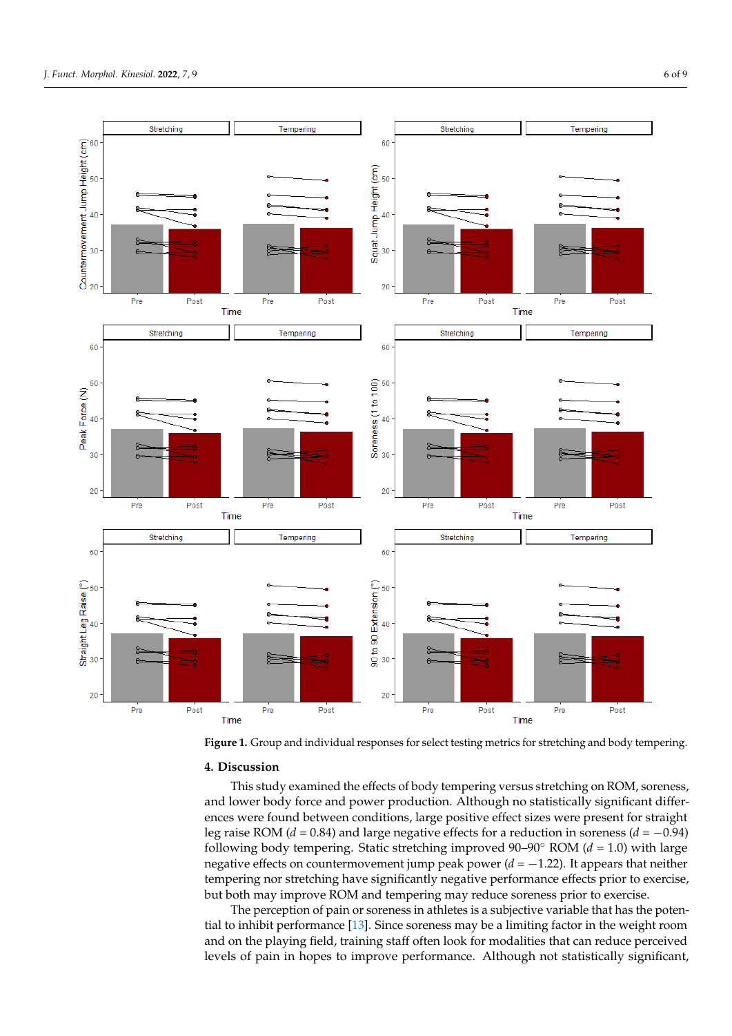Figure 1. Group and individual responses for select testing metrics for stretching and body tempering.

## 4. Discussion

This study examined the effects of body tempering versus stretching on ROM, soreness, and lower body force and power production. Although no statistically significant differences were found between conditions, large positive effect sizes were present for straight leg raise ROM ($d$ = 0.84) and large negative effects for a reduction in soreness ($d$ = −0.94) following body tempering. Static stretching improved 90–90° ROM ($d$ = 1.0) with large negative effects on countermovement jump peak power ($d$ = −1.22). It appears that neither tempering nor stretching have significantly negative performance effects prior to exercise, but both may improve ROM and tempering may reduce soreness prior to exercise.

The perception of pain or soreness in athletes is a subjective variable that has the potential to inhibit performance [13]. Since soreness may be a limiting factor in the weight room and on the playing field, training staff often look for modalities that can reduce perceived levels of pain in hopes to improve performance. Although not statistically significant,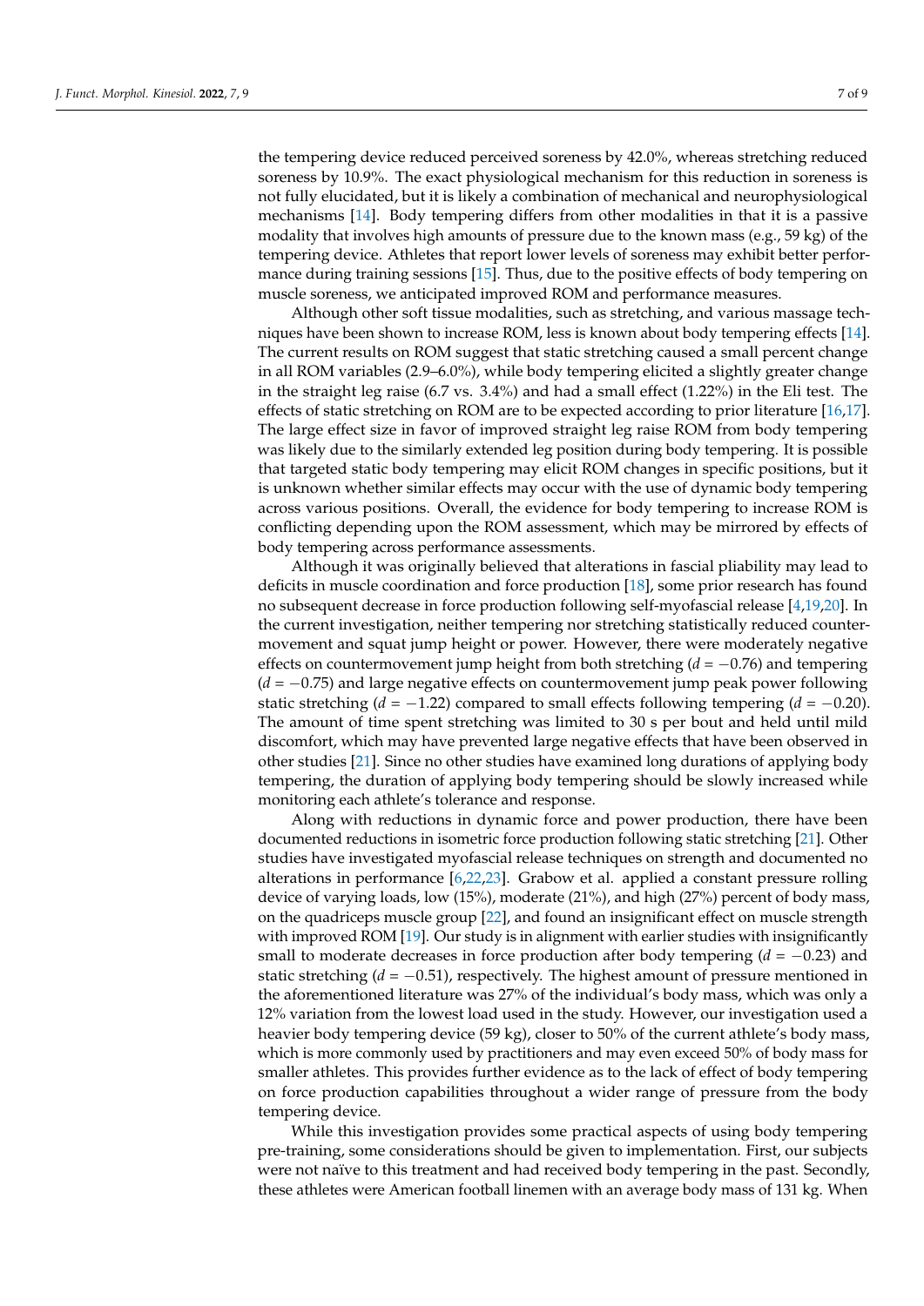the tempering device reduced perceived soreness by 42.0%, whereas stretching reduced soreness by 10.9%. The exact physiological mechanism for this reduction in soreness is not fully elucidated, but it is likely a combination of mechanical and neurophysiological mechanisms [14]. Body tempering differs from other modalities in that it is a passive modality that involves high amounts of pressure due to the known mass (e.g., 59 kg) of the tempering device. Athletes that report lower levels of soreness may exhibit better performance during training sessions [15]. Thus, due to the positive effects of body tempering on muscle soreness, we anticipated improved ROM and performance measures.

Although other soft tissue modalities, such as stretching, and various massage techniques have been shown to increase ROM, less is known about body tempering effects [14]. The current results on ROM suggest that static stretching caused a small percent change in all ROM variables (2.9–6.0%), while body tempering elicited a slightly greater change in the straight leg raise (6.7 vs. 3.4%) and had a small effect (1.22%) in the Eli test. The effects of static stretching on ROM are to be expected according to prior literature [16,17]. The large effect size in favor of improved straight leg raise ROM from body tempering was likely due to the similarly extended leg position during body tempering. It is possible that targeted static body tempering may elicit ROM changes in specific positions, but it is unknown whether similar effects may occur with the use of dynamic body tempering across various positions. Overall, the evidence for body tempering to increase ROM is conflicting depending upon the ROM assessment, which may be mirrored by effects of body tempering across performance assessments.

Although it was originally believed that alterations in fascial pliability may lead to deficits in muscle coordination and force production [18], some prior research has found no subsequent decrease in force production following self-myofascial release [4,19,20]. In the current investigation, neither tempering nor stretching statistically reduced countermovement and squat jump height or power. However, there were moderately negative effects on countermovement jump height from both stretching ($d = -0.76$) and tempering ($d = -0.75$) and large negative effects on countermovement jump peak power following static stretching ($d = -1.22$) compared to small effects following tempering ($d = -0.20$). The amount of time spent stretching was limited to 30 s per bout and held until mild discomfort, which may have prevented large negative effects that have been observed in other studies [21]. Since no other studies have examined long durations of applying body tempering, the duration of applying body tempering should be slowly increased while monitoring each athlete's tolerance and response.

Along with reductions in dynamic force and power production, there have been documented reductions in isometric force production following static stretching [21]. Other studies have investigated myofascial release techniques on strength and documented no alterations in performance [6,22,23]. Grabow et al. applied a constant pressure rolling device of varying loads, low (15%), moderate (21%), and high (27%) percent of body mass, on the quadriceps muscle group [22], and found an insignificant effect on muscle strength with improved ROM [19]. Our study is in alignment with earlier studies with insignificantly small to moderate decreases in force production after body tempering ($d = -0.23$) and static stretching ($d = -0.51$), respectively. The highest amount of pressure mentioned in the aforementioned literature was 27% of the individual's body mass, which was only a 12% variation from the lowest load used in the study. However, our investigation used a heavier body tempering device (59 kg), closer to 50% of the current athlete's body mass, which is more commonly used by practitioners and may even exceed 50% of body mass for smaller athletes. This provides further evidence as to the lack of effect of body tempering on force production capabilities throughout a wider range of pressure from the body tempering device.

While this investigation provides some practical aspects of using body tempering pre-training, some considerations should be given to implementation. First, our subjects were not naïve to this treatment and had received body tempering in the past. Secondly, these athletes were American football linemen with an average body mass of 131 kg. When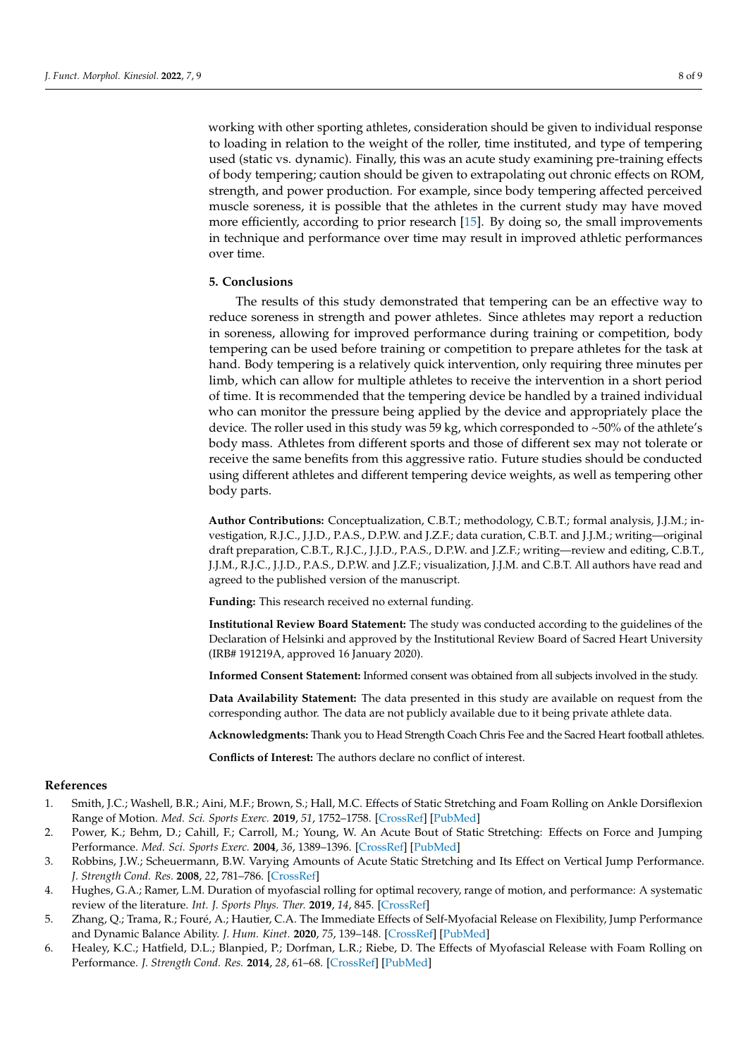working with other sporting athletes, consideration should be given to individual response to loading in relation to the weight of the roller, time instituted, and type of tempering used (static vs. dynamic). Finally, this was an acute study examining pre-training effects of body tempering; caution should be given to extrapolating out chronic effects on ROM, strength, and power production. For example, since body tempering affected perceived muscle soreness, it is possible that the athletes in the current study may have moved more efficiently, according to prior research [15]. By doing so, the small improvements in technique and performance over time may result in improved athletic performances over time.

## 5. Conclusions

The results of this study demonstrated that tempering can be an effective way to reduce soreness in strength and power athletes. Since athletes may report a reduction in soreness, allowing for improved performance during training or competition, body tempering can be used before training or competition to prepare athletes for the task at hand. Body tempering is a relatively quick intervention, only requiring three minutes per limb, which can allow for multiple athletes to receive the intervention in a short period of time. It is recommended that the tempering device be handled by a trained individual who can monitor the pressure being applied by the device and appropriately place the device. The roller used in this study was 59 kg, which corresponded to ~50% of the athlete's body mass. Athletes from different sports and those of different sex may not tolerate or receive the same benefits from this aggressive ratio. Future studies should be conducted using different athletes and different tempering device weights, as well as tempering other body parts.

**Author Contributions:** Conceptualization, C.B.T.; methodology, C.B.T.; formal analysis, J.J.M.; investigation, R.J.C., J.J.D., P.A.S., D.P.W. and J.Z.F.; data curation, C.B.T. and J.J.M.; writing—original draft preparation, C.B.T., R.J.C., J.J.D., P.A.S., D.P.W. and J.Z.F.; writing—review and editing, C.B.T., J.J.M., R.J.C., J.J.D., P.A.S., D.P.W. and J.Z.F.; visualization, J.J.M. and C.B.T. All authors have read and agreed to the published version of the manuscript.

**Funding:** This research received no external funding.

**Institutional Review Board Statement:** The study was conducted according to the guidelines of the Declaration of Helsinki and approved by the Institutional Review Board of Sacred Heart University (IRB# 191219A, approved 16 January 2020).

**Informed Consent Statement:** Informed consent was obtained from all subjects involved in the study.

**Data Availability Statement:** The data presented in this study are available on request from the corresponding author. The data are not publicly available due to it being private athlete data.

**Acknowledgments:** Thank you to Head Strength Coach Chris Fee and the Sacred Heart football athletes.

**Conflicts of Interest:** The authors declare no conflict of interest.

## References

1. Smith, J.C.; Washell, B.R.; Aini, M.F.; Brown, S.; Hall, M.C. Effects of Static Stretching and Foam Rolling on Ankle Dorsiflexion Range of Motion. *Med. Sci. Sports Exerc.* **2019**, *51*, 1752–1758. [CrossRef] [PubMed]
2. Power, K.; Behm, D.; Cahill, F.; Carroll, M.; Young, W. An Acute Bout of Static Stretching: Effects on Force and Jumping Performance. *Med. Sci. Sports Exerc.* **2004**, *36*, 1389–1396. [CrossRef] [PubMed]
3. Robbins, J.W.; Scheuermann, B.W. Varying Amounts of Acute Static Stretching and Its Effect on Vertical Jump Performance. *J. Strength Cond. Res.* **2008**, *22*, 781–786. [CrossRef]
4. Hughes, G.A.; Ramer, L.M. Duration of myofascial rolling for optimal recovery, range of motion, and performance: A systematic review of the literature. *Int. J. Sports Phys. Ther.* **2019**, *14*, 845. [CrossRef]
5. Zhang, Q.; Trama, R.; Fouré, A.; Hautier, C.A. The Immediate Effects of Self-Myofacial Release on Flexibility, Jump Performance and Dynamic Balance Ability. *J. Hum. Kinet.* **2020**, *75*, 139–148. [CrossRef] [PubMed]
6. Healey, K.C.; Hatfield, D.L.; Blanpied, P.; Dorfman, L.R.; Riebe, D. The Effects of Myofascial Release with Foam Rolling on Performance. *J. Strength Cond. Res.* **2014**, *28*, 61–68. [CrossRef] [PubMed]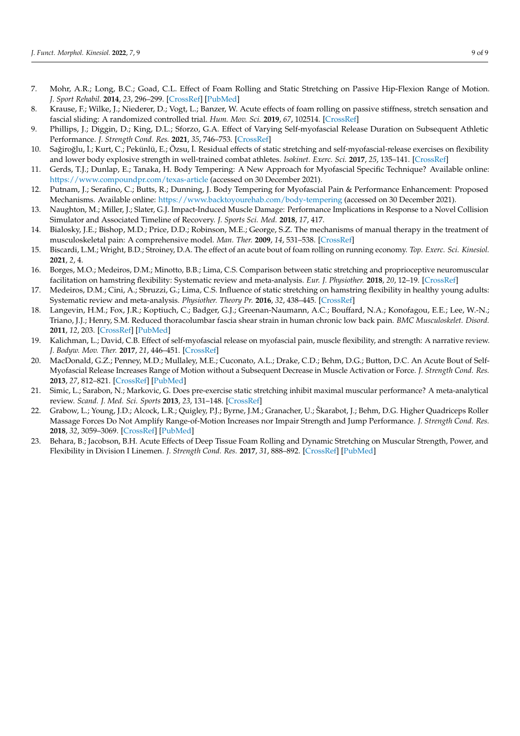7. Mohr, A.R.; Long, B.C.; Goad, C.L. Effect of Foam Rolling and Static Stretching on Passive Hip-Flexion Range of Motion. *J. Sport Rehabil.* **2014**, *23*, 296–299. [CrossRef] [PubMed]
8. Krause, F.; Wilke, J.; Niederer, D.; Vogt, L.; Banzer, W. Acute effects of foam rolling on passive stiffness, stretch sensation and fascial sliding: A randomized controlled trial. *Hum. Mov. Sci.* **2019**, *67*, 102514. [CrossRef]
9. Phillips, J.; Diggin, D.; King, D.L.; Sforzo, G.A. Effect of Varying Self-myofascial Release Duration on Subsequent Athletic Performance. *J. Strength Cond. Res.* **2021**, *35*, 746–753. [CrossRef]
10. Sağiroğlu, İ.; Kurt, C.; Pekünlü, E.; Özsu, İ. Residual effects of static stretching and self-myofascial-release exercises on flexibility and lower body explosive strength in well-trained combat athletes. *Isokinet. Exerc. Sci.* **2017**, *25*, 135–141. [CrossRef]
11. Gerds, T.J.; Dunlap, E.; Tanaka, H. Body Tempering: A New Approach for Myofascial Specific Technique? Available online: https://www.compoundpr.com/texas-article (accessed on 30 December 2021).
12. Putnam, J.; Serafino, C.; Butts, R.; Dunning, J. Body Tempering for Myofascial Pain & Performance Enhancement: Proposed Mechanisms. Available online: https://www.backtoyourehab.com/body-tempering (accessed on 30 December 2021).
13. Naughton, M.; Miller, J.; Slater, G.J. Impact-Induced Muscle Damage: Performance Implications in Response to a Novel Collision Simulator and Associated Timeline of Recovery. *J. Sports Sci. Med.* **2018**, *17*, 417.
14. Bialosky, J.E.; Bishop, M.D.; Price, D.D.; Robinson, M.E.; George, S.Z. The mechanisms of manual therapy in the treatment of musculoskeletal pain: A comprehensive model. *Man. Ther.* **2009**, *14*, 531–538. [CrossRef]
15. Biscardi, L.M.; Wright, B.D.; Stroiney, D.A. The effect of an acute bout of foam rolling on running economy. *Top. Exerc. Sci. Kinesiol.* **2021**, *2*, 4.
16. Borges, M.O.; Medeiros, D.M.; Minotto, B.B.; Lima, C.S. Comparison between static stretching and proprioceptive neuromuscular facilitation on hamstring flexibility: Systematic review and meta-analysis. *Eur. J. Physiother.* **2018**, *20*, 12–19. [CrossRef]
17. Medeiros, D.M.; Cini, A.; Sbruzzi, G.; Lima, C.S. Influence of static stretching on hamstring flexibility in healthy young adults: Systematic review and meta-analysis. *Physiother. Theory Pr.* **2016**, *32*, 438–445. [CrossRef]
18. Langevin, H.M.; Fox, J.R.; Koptiuch, C.; Badger, G.J.; Greenan-Naumann, A.C.; Bouffard, N.A.; Konofagou, E.E.; Lee, W.-N.; Triano, J.J.; Henry, S.M. Reduced thoracolumbar fascia shear strain in human chronic low back pain. *BMC Musculoskelet. Disord.* **2011**, *12*, 203. [CrossRef] [PubMed]
19. Kalichman, L.; David, C.B. Effect of self-myofascial release on myofascial pain, muscle flexibility, and strength: A narrative review. *J. Bodyw. Mov. Ther.* **2017**, *21*, 446–451. [CrossRef]
20. MacDonald, G.Z.; Penney, M.D.; Mullaley, M.E.; Cuconato, A.L.; Drake, C.D.; Behm, D.G.; Button, D.C. An Acute Bout of Self-Myofascial Release Increases Range of Motion without a Subsequent Decrease in Muscle Activation or Force. *J. Strength Cond. Res.* **2013**, *27*, 812–821. [CrossRef] [PubMed]
21. Simic, L.; Sarabon, N.; Markovic, G. Does pre-exercise static stretching inhibit maximal muscular performance? A meta-analytical review. *Scand. J. Med. Sci. Sports* **2013**, *23*, 131–148. [CrossRef]
22. Grabow, L.; Young, J.D.; Alcock, L.R.; Quigley, P.J.; Byrne, J.M.; Granacher, U.; Škarabot, J.; Behm, D.G. Higher Quadriceps Roller Massage Forces Do Not Amplify Range-of-Motion Increases nor Impair Strength and Jump Performance. *J. Strength Cond. Res.* **2018**, *32*, 3059–3069. [CrossRef] [PubMed]
23. Behara, B.; Jacobson, B.H. Acute Effects of Deep Tissue Foam Rolling and Dynamic Stretching on Muscular Strength, Power, and Flexibility in Division I Linemen. *J. Strength Cond. Res.* **2017**, *31*, 888–892. [CrossRef] [PubMed]